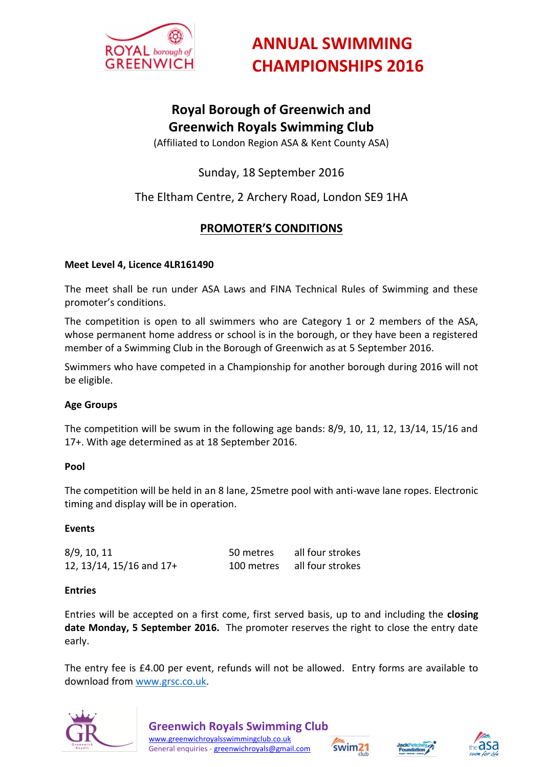# ANNUAL SWIMMING CHAMPIONSHIPS 2016

## Royal Borough of Greenwich and Greenwich Royals Swimming Club

(Affiliated to London Region ASA & Kent County ASA)

Sunday, 18 September 2016

The Eltham Centre, 2 Archery Road, London SE9 1HA

## PROMOTER'S CONDITIONS

**Meet Level 4, Licence 4LR161490**

The meet shall be run under ASA Laws and FINA Technical Rules of Swimming and these promoter's conditions.

The competition is open to all swimmers who are Category 1 or 2 members of the ASA, whose permanent home address or school is in the borough, or they have been a registered member of a Swimming Club in the Borough of Greenwich as at 5 September 2016.

Swimmers who have competed in a Championship for another borough during 2016 will not be eligible.

**Age Groups**

The competition will be swum in the following age bands: 8/9, 10, 11, 12, 13/14, 15/16 and 17+. With age determined as at 18 September 2016.

**Pool**

The competition will be held in an 8 lane, 25metre pool with anti-wave lane ropes. Electronic timing and display will be in operation.

**Events**

| | | |
|---|---|---|
| 8/9, 10, 11 | 50 metres | all four strokes |
| 12, 13/14, 15/16 and 17+ | 100 metres | all four strokes |

**Entries**

Entries will be accepted on a first come, first served basis, up to and including the **closing date Monday, 5 September 2016.** The promoter reserves the right to close the entry date early.

The entry fee is £4.00 per event, refunds will not be allowed. Entry forms are available to download from www.grsc.co.uk.

**Greenwich Royals Swimming Club**
www.greenwichroyalsswimmingclub.co.uk
General enquiries - greenwichroyals@gmail.com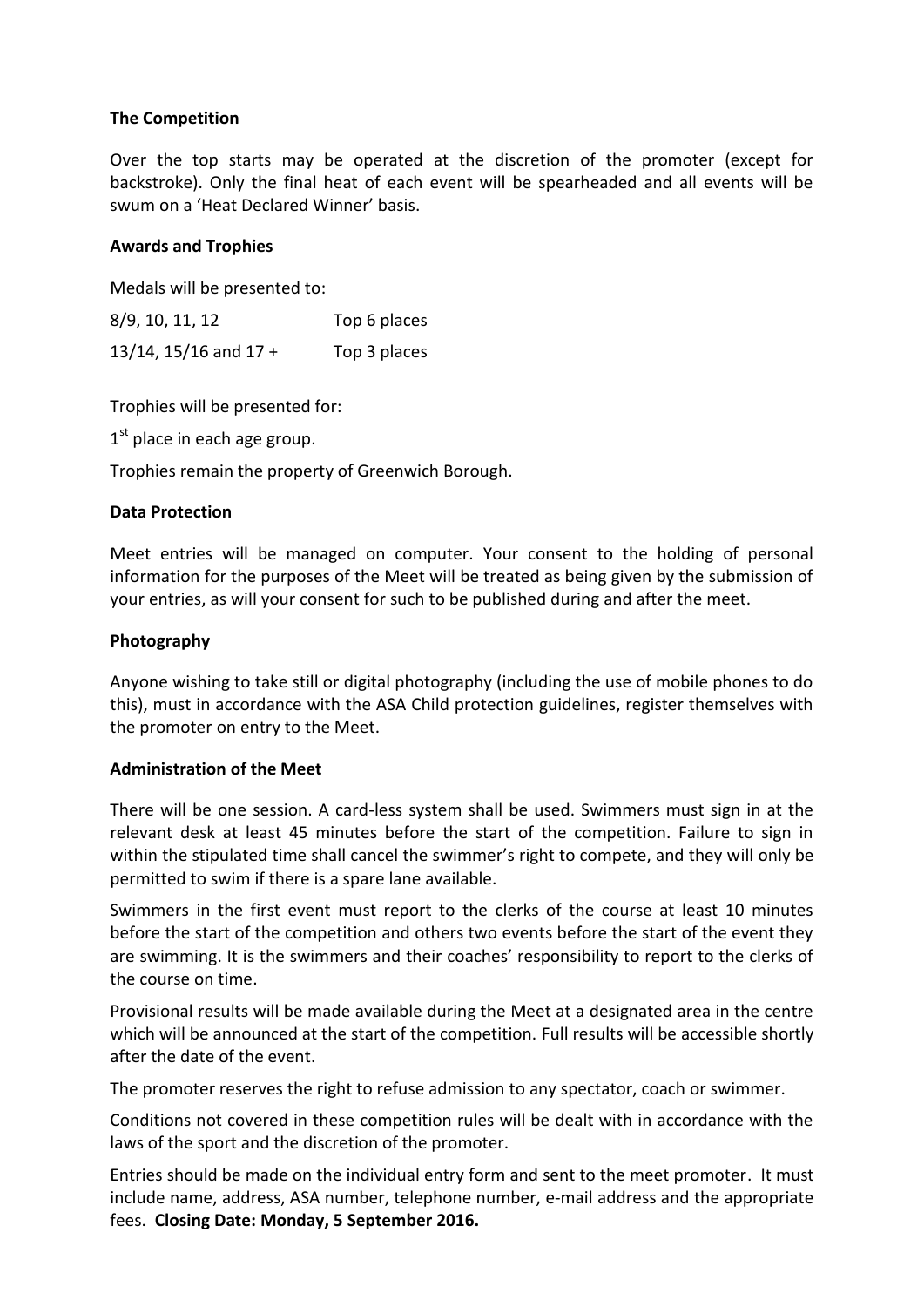**The Competition**

Over the top starts may be operated at the discretion of the promoter (except for backstroke). Only the final heat of each event will be spearheaded and all events will be swum on a 'Heat Declared Winner' basis.

**Awards and Trophies**

Medals will be presented to:

| | |
|---|---|
| 8/9, 10, 11, 12 | Top 6 places |
| 13/14, 15/16 and 17 + | Top 3 places |

Trophies will be presented for:

1st place in each age group.

Trophies remain the property of Greenwich Borough.

**Data Protection**

Meet entries will be managed on computer. Your consent to the holding of personal information for the purposes of the Meet will be treated as being given by the submission of your entries, as will your consent for such to be published during and after the meet.

**Photography**

Anyone wishing to take still or digital photography (including the use of mobile phones to do this), must in accordance with the ASA Child protection guidelines, register themselves with the promoter on entry to the Meet.

**Administration of the Meet**

There will be one session. A card-less system shall be used. Swimmers must sign in at the relevant desk at least 45 minutes before the start of the competition. Failure to sign in within the stipulated time shall cancel the swimmer's right to compete, and they will only be permitted to swim if there is a spare lane available.

Swimmers in the first event must report to the clerks of the course at least 10 minutes before the start of the competition and others two events before the start of the event they are swimming. It is the swimmers and their coaches' responsibility to report to the clerks of the course on time.

Provisional results will be made available during the Meet at a designated area in the centre which will be announced at the start of the competition. Full results will be accessible shortly after the date of the event.

The promoter reserves the right to refuse admission to any spectator, coach or swimmer.

Conditions not covered in these competition rules will be dealt with in accordance with the laws of the sport and the discretion of the promoter.

Entries should be made on the individual entry form and sent to the meet promoter. It must include name, address, ASA number, telephone number, e-mail address and the appropriate fees. **Closing Date: Monday, 5 September 2016.**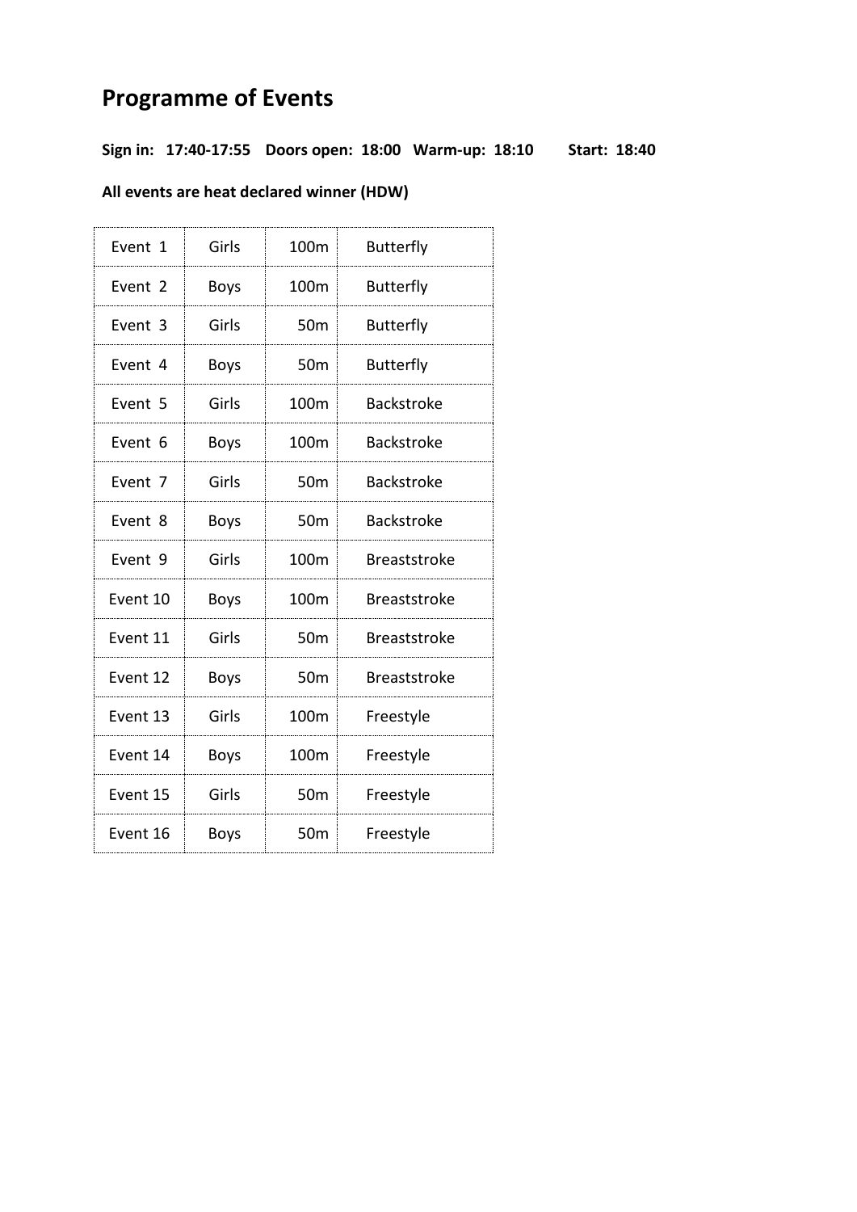# Programme of Events

**Sign in: 17:40-17:55 Doors open: 18:00 Warm-up: 18:10 Start: 18:40**

**All events are heat declared winner (HDW)**

| | | | |
|---|---|---|---|
| Event 1 | Girls | 100m | Butterfly |
| Event 2 | Boys | 100m | Butterfly |
| Event 3 | Girls | 50m | Butterfly |
| Event 4 | Boys | 50m | Butterfly |
| Event 5 | Girls | 100m | Backstroke |
| Event 6 | Boys | 100m | Backstroke |
| Event 7 | Girls | 50m | Backstroke |
| Event 8 | Boys | 50m | Backstroke |
| Event 9 | Girls | 100m | Breaststroke |
| Event 10 | Boys | 100m | Breaststroke |
| Event 11 | Girls | 50m | Breaststroke |
| Event 12 | Boys | 50m | Breaststroke |
| Event 13 | Girls | 100m | Freestyle |
| Event 14 | Boys | 100m | Freestyle |
| Event 15 | Girls | 50m | Freestyle |
| Event 16 | Boys | 50m | Freestyle |